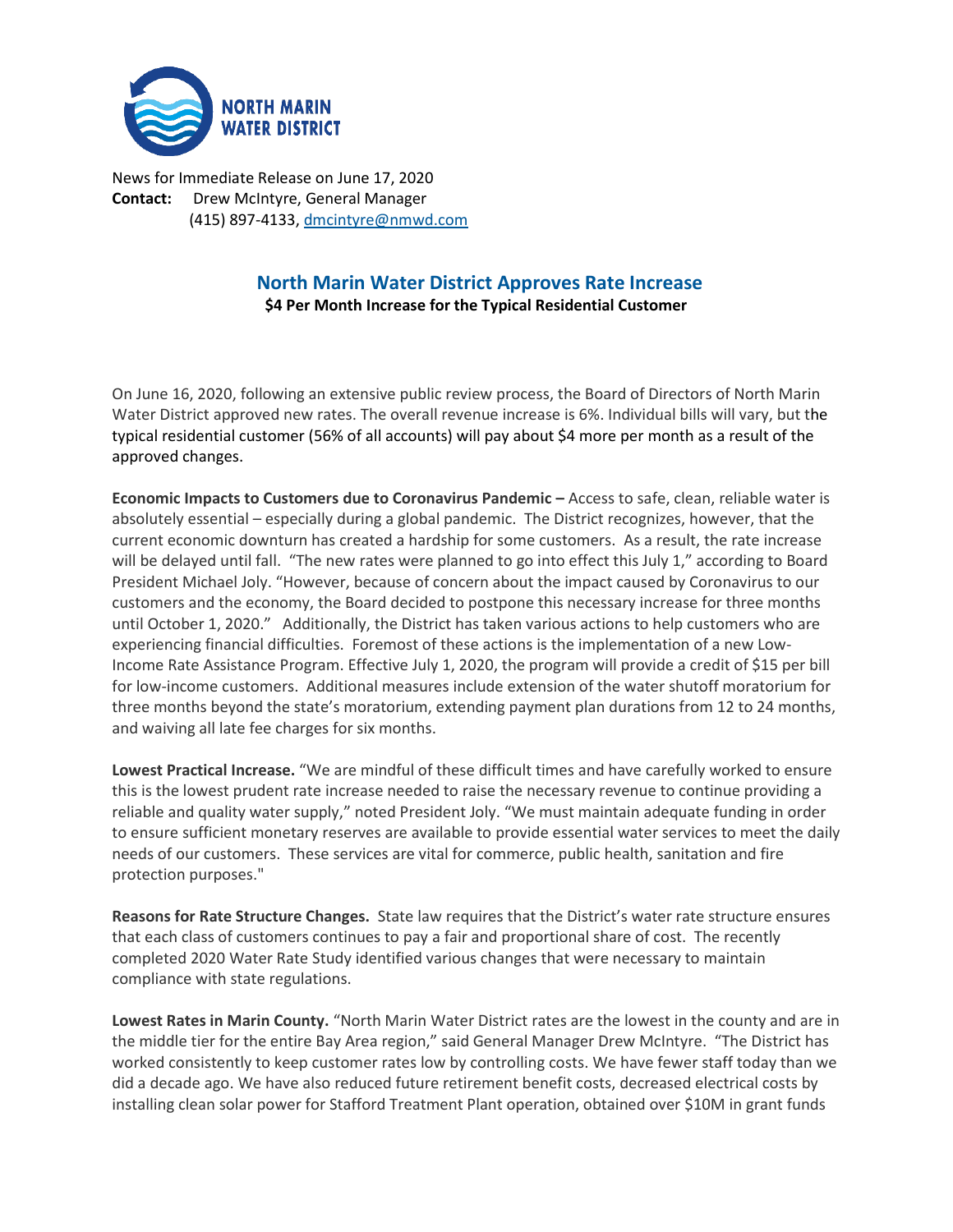**NORTH MARIN WATER DISTRICT**

News for Immediate Release on June 17, 2020
**Contact:** Drew McIntyre, General Manager
(415) 897-4133, dmcintyre@nmwd.com

## North Marin Water District Approves Rate Increase

**$4 Per Month Increase for the Typical Residential Customer**

On June 16, 2020, following an extensive public review process, the Board of Directors of North Marin Water District approved new rates. The overall revenue increase is 6%. Individual bills will vary, but the typical residential customer (56% of all accounts) will pay about $4 more per month as a result of the approved changes.

**Economic Impacts to Customers due to Coronavirus Pandemic –** Access to safe, clean, reliable water is absolutely essential – especially during a global pandemic. The District recognizes, however, that the current economic downturn has created a hardship for some customers. As a result, the rate increase will be delayed until fall. "The new rates were planned to go into effect this July 1," according to Board President Michael Joly. "However, because of concern about the impact caused by Coronavirus to our customers and the economy, the Board decided to postpone this necessary increase for three months until October 1, 2020." Additionally, the District has taken various actions to help customers who are experiencing financial difficulties. Foremost of these actions is the implementation of a new Low-Income Rate Assistance Program. Effective July 1, 2020, the program will provide a credit of $15 per bill for low-income customers. Additional measures include extension of the water shutoff moratorium for three months beyond the state's moratorium, extending payment plan durations from 12 to 24 months, and waiving all late fee charges for six months.

**Lowest Practical Increase.** "We are mindful of these difficult times and have carefully worked to ensure this is the lowest prudent rate increase needed to raise the necessary revenue to continue providing a reliable and quality water supply," noted President Joly. "We must maintain adequate funding in order to ensure sufficient monetary reserves are available to provide essential water services to meet the daily needs of our customers. These services are vital for commerce, public health, sanitation and fire protection purposes."

**Reasons for Rate Structure Changes.** State law requires that the District's water rate structure ensures that each class of customers continues to pay a fair and proportional share of cost. The recently completed 2020 Water Rate Study identified various changes that were necessary to maintain compliance with state regulations.

**Lowest Rates in Marin County.** "North Marin Water District rates are the lowest in the county and are in the middle tier for the entire Bay Area region," said General Manager Drew McIntyre. "The District has worked consistently to keep customer rates low by controlling costs. We have fewer staff today than we did a decade ago. We have also reduced future retirement benefit costs, decreased electrical costs by installing clean solar power for Stafford Treatment Plant operation, obtained over $10M in grant funds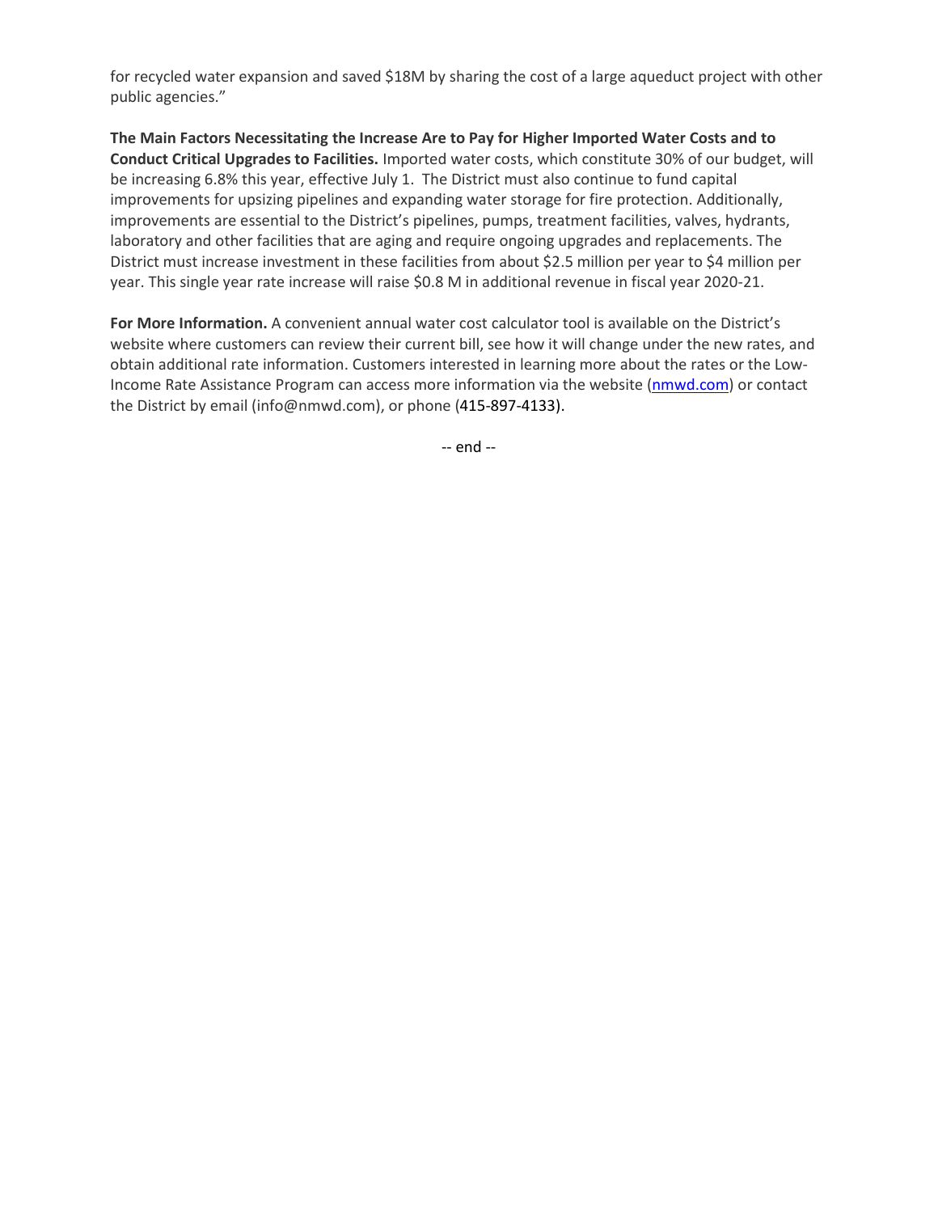for recycled water expansion and saved $18M by sharing the cost of a large aqueduct project with other public agencies."

**The Main Factors Necessitating the Increase Are to Pay for Higher Imported Water Costs and to Conduct Critical Upgrades to Facilities.** Imported water costs, which constitute 30% of our budget, will be increasing 6.8% this year, effective July 1. The District must also continue to fund capital improvements for upsizing pipelines and expanding water storage for fire protection. Additionally, improvements are essential to the District's pipelines, pumps, treatment facilities, valves, hydrants, laboratory and other facilities that are aging and require ongoing upgrades and replacements. The District must increase investment in these facilities from about $2.5 million per year to $4 million per year. This single year rate increase will raise $0.8 M in additional revenue in fiscal year 2020-21.

**For More Information.** A convenient annual water cost calculator tool is available on the District's website where customers can review their current bill, see how it will change under the new rates, and obtain additional rate information. Customers interested in learning more about the rates or the Low-Income Rate Assistance Program can access more information via the website (nmwd.com) or contact the District by email (info@nmwd.com), or phone (415-897-4133).

-- end --